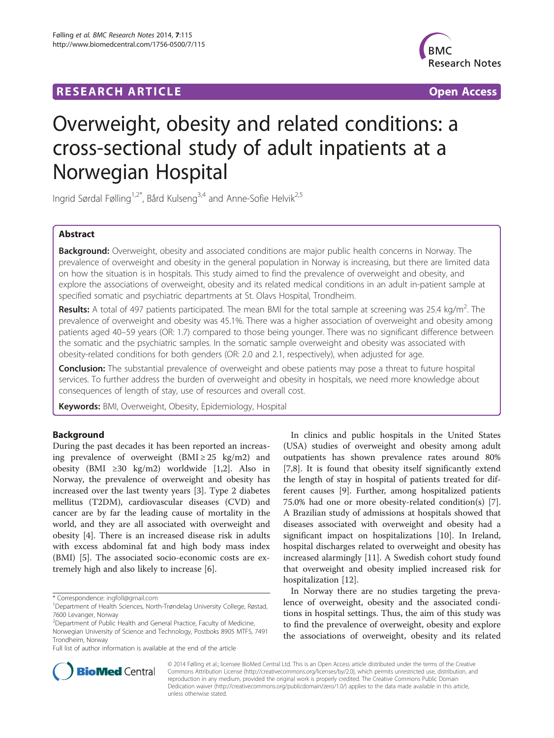RESEARCH ARTICLE **Open Access**

# Overweight, obesity and related conditions: a cross-sectional study of adult inpatients at a Norwegian Hospital

Ingrid Sørdal Følling[1,2*], Bård Kulseng[3,4] and Anne-Sofie Helvik[2,5]

## Abstract

**Background:** Overweight, obesity and associated conditions are major public health concerns in Norway. The prevalence of overweight and obesity in the general population in Norway is increasing, but there are limited data on how the situation is in hospitals. This study aimed to find the prevalence of overweight and obesity, and explore the associations of overweight, obesity and its related medical conditions in an adult in-patient sample at specified somatic and psychiatric departments at St. Olavs Hospital, Trondheim.

**Results:** A total of 497 patients participated. The mean BMI for the total sample at screening was 25.4 kg/m$^2$. The prevalence of overweight and obesity was 45.1%. There was a higher association of overweight and obesity among patients aged 40–59 years (OR: 1.7) compared to those being younger. There was no significant difference between the somatic and the psychiatric samples. In the somatic sample overweight and obesity was associated with obesity-related conditions for both genders (OR: 2.0 and 2.1, respectively), when adjusted for age.

**Conclusion:** The substantial prevalence of overweight and obese patients may pose a threat to future hospital services. To further address the burden of overweight and obesity in hospitals, we need more knowledge about consequences of length of stay, use of resources and overall cost.

**Keywords:** BMI, Overweight, Obesity, Epidemiology, Hospital

## Background

During the past decades it has been reported an increasing prevalence of overweight (BMI ≥ 25 kg/m2) and obesity (BMI ≥30 kg/m2) worldwide [1,2]. Also in Norway, the prevalence of overweight and obesity has increased over the last twenty years [3]. Type 2 diabetes mellitus (T2DM), cardiovascular diseases (CVD) and cancer are by far the leading cause of mortality in the world, and they are all associated with overweight and obesity [4]. There is an increased disease risk in adults with excess abdominal fat and high body mass index (BMI) [5]. The associated socio-economic costs are extremely high and also likely to increase [6].

In clinics and public hospitals in the United States (USA) studies of overweight and obesity among adult outpatients has shown prevalence rates around 80% [7,8]. It is found that obesity itself significantly extend the length of stay in hospital of patients treated for different causes [9]. Further, among hospitalized patients 75.0% had one or more obesity-related condition(s) [7]. A Brazilian study of admissions at hospitals showed that diseases associated with overweight and obesity had a significant impact on hospitalizations [10]. In Ireland, hospital discharges related to overweight and obesity has increased alarmingly [11]. A Swedish cohort study found that overweight and obesity implied increased risk for hospitalization [12].

In Norway there are no studies targeting the prevalence of overweight, obesity and the associated conditions in hospital settings. Thus, the aim of this study was to find the prevalence of overweight, obesity and explore the associations of overweight, obesity and its related

\* Correspondence: ingfoll@gmail.com
[1]Department of Health Sciences, North-Trøndelag University College, Røstad, 7600 Levanger, Norway
[2]Department of Public Health and General Practice, Faculty of Medicine, Norwegian University of Science and Technology, Postboks 8905 MTFS, 7491 Trondheim, Norway
Full list of author information is available at the end of the article

© 2014 Følling et al.; licensee BioMed Central Ltd. This is an Open Access article distributed under the terms of the Creative Commons Attribution License (http://creativecommons.org/licenses/by/2.0), which permits unrestricted use, distribution, and reproduction in any medium, provided the original work is properly credited. The Creative Commons Public Domain Dedication waiver (http://creativecommons.org/publicdomain/zero/1.0/) applies to the data made available in this article, unless otherwise stated.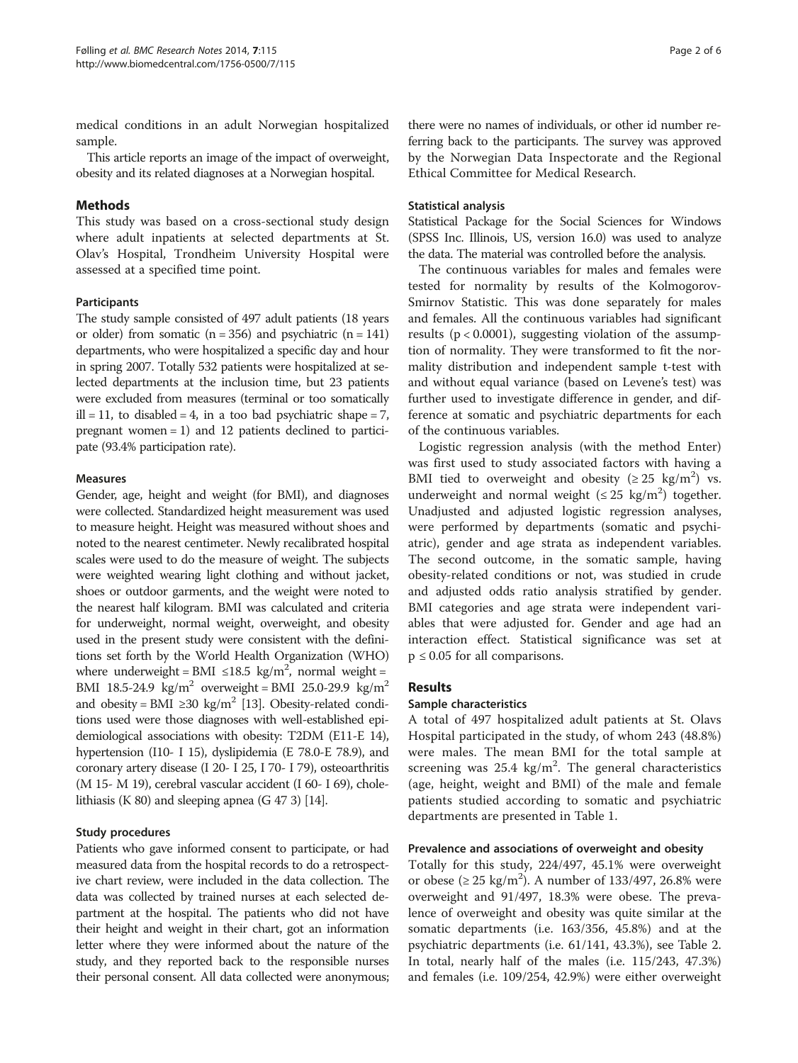medical conditions in an adult Norwegian hospitalized sample.

This article reports an image of the impact of overweight, obesity and its related diagnoses at a Norwegian hospital.

## Methods

This study was based on a cross-sectional study design where adult inpatients at selected departments at St. Olav's Hospital, Trondheim University Hospital were assessed at a specified time point.

### Participants

The study sample consisted of 497 adult patients (18 years or older) from somatic (n = 356) and psychiatric (n = 141) departments, who were hospitalized a specific day and hour in spring 2007. Totally 532 patients were hospitalized at selected departments at the inclusion time, but 23 patients were excluded from measures (terminal or too somatically ill = 11, to disabled = 4, in a too bad psychiatric shape = 7, pregnant women = 1) and 12 patients declined to participate (93.4% participation rate).

### Measures

Gender, age, height and weight (for BMI), and diagnoses were collected. Standardized height measurement was used to measure height. Height was measured without shoes and noted to the nearest centimeter. Newly recalibrated hospital scales were used to do the measure of weight. The subjects were weighted wearing light clothing and without jacket, shoes or outdoor garments, and the weight were noted to the nearest half kilogram. BMI was calculated and criteria for underweight, normal weight, overweight, and obesity used in the present study were consistent with the definitions set forth by the World Health Organization (WHO) where underweight = BMI $\leq 18.5$ kg/m$^2$, normal weight = BMI 18.5-24.9 kg/m$^2$ overweight = BMI 25.0-29.9 kg/m$^2$ and obesity = BMI $\geq 30$ kg/m$^2$ [13]. Obesity-related conditions used were those diagnoses with well-established epidemiological associations with obesity: T2DM (E11-E 14), hypertension (I10- I 15), dyslipidemia (E 78.0-E 78.9), and coronary artery disease (I 20- I 25, I 70- I 79), osteoarthritis (M 15- M 19), cerebral vascular accident (I 60- I 69), cholelithiasis (K 80) and sleeping apnea (G 47 3) [14].

### Study procedures

Patients who gave informed consent to participate, or had measured data from the hospital records to do a retrospective chart review, were included in the data collection. The data was collected by trained nurses at each selected department at the hospital. The patients who did not have their height and weight in their chart, got an information letter where they were informed about the nature of the study, and they reported back to the responsible nurses their personal consent. All data collected were anonymous; there were no names of individuals, or other id number referring back to the participants. The survey was approved by the Norwegian Data Inspectorate and the Regional Ethical Committee for Medical Research.

### Statistical analysis

Statistical Package for the Social Sciences for Windows (SPSS Inc. Illinois, US, version 16.0) was used to analyze the data. The material was controlled before the analysis.

The continuous variables for males and females were tested for normality by results of the Kolmogorov-Smirnov Statistic. This was done separately for males and females. All the continuous variables had significant results ($p < 0.0001$), suggesting violation of the assumption of normality. They were transformed to fit the normality distribution and independent sample t-test with and without equal variance (based on Levene's test) was further used to investigate difference in gender, and difference at somatic and psychiatric departments for each of the continuous variables.

Logistic regression analysis (with the method Enter) was first used to study associated factors with having a BMI tied to overweight and obesity ($\geq 25$ kg/m$^2$) vs. underweight and normal weight ($\leq 25$ kg/m$^2$) together. Unadjusted and adjusted logistic regression analyses, were performed by departments (somatic and psychiatric), gender and age strata as independent variables. The second outcome, in the somatic sample, having obesity-related conditions or not, was studied in crude and adjusted odds ratio analysis stratified by gender. BMI categories and age strata were independent variables that were adjusted for. Gender and age had an interaction effect. Statistical significance was set at $p \leq 0.05$ for all comparisons.

## Results

### Sample characteristics

A total of 497 hospitalized adult patients at St. Olavs Hospital participated in the study, of whom 243 (48.8%) were males. The mean BMI for the total sample at screening was 25.4 kg/m$^2$. The general characteristics (age, height, weight and BMI) of the male and female patients studied according to somatic and psychiatric departments are presented in Table 1.

### Prevalence and associations of overweight and obesity

Totally for this study, 224/497, 45.1% were overweight or obese ($\geq 25$ kg/m$^2$). A number of 133/497, 26.8% were overweight and 91/497, 18.3% were obese. The prevalence of overweight and obesity was quite similar at the somatic departments (i.e. 163/356, 45.8%) and at the psychiatric departments (i.e. 61/141, 43.3%), see Table 2. In total, nearly half of the males (i.e. 115/243, 47.3%) and females (i.e. 109/254, 42.9%) were either overweight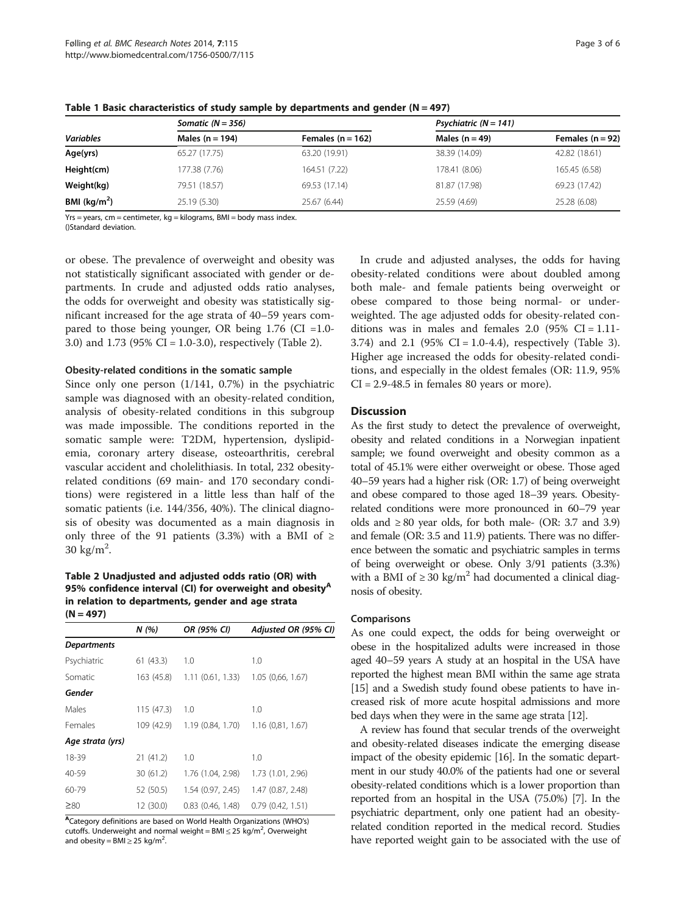**Table 1 Basic characteristics of study sample by departments and gender (N = 497)**

| | *Somatic (N = 356)* | | *Psychiatric (N = 141)* | |
|---|---|---|---|---|
| *Variables* | Males (n = 194) | Females (n = 162) | Males (n = 49) | Females (n = 92) |
| **Age(yrs)** | 65.27 (17.75) | 63.20 (19.91) | 38.39 (14.09) | 42.82 (18.61) |
| **Height(cm)** | 177.38 (7.76) | 164.51 (7.22) | 178.41 (8.06) | 165.45 (6.58) |
| **Weight(kg)** | 79.51 (18.57) | 69.53 (17.14) | 81.87 (17.98) | 69.23 (17.42) |
| **BMI (kg/m$^2$)** | 25.19 (5.30) | 25.67 (6.44) | 25.59 (4.69) | 25.28 (6.08) |

Yrs = years, cm = centimeter, kg = kilograms, BMI = body mass index.
()Standard deviation.

or obese. The prevalence of overweight and obesity was not statistically significant associated with gender or departments. In crude and adjusted odds ratio analyses, the odds for overweight and obesity was statistically significant increased for the age strata of 40–59 years compared to those being younger, OR being 1.76 (CI =1.0-3.0) and 1.73 (95% CI = 1.0-3.0), respectively (Table 2).

### Obesity-related conditions in the somatic sample

Since only one person (1/141, 0.7%) in the psychiatric sample was diagnosed with an obesity-related condition, analysis of obesity-related conditions in this subgroup was made impossible. The conditions reported in the somatic sample were: T2DM, hypertension, dyslipidemia, coronary artery disease, osteoarthritis, cerebral vascular accident and cholelithiasis. In total, 232 obesity-related conditions (69 main- and 170 secondary conditions) were registered in a little less than half of the somatic patients (i.e. 144/356, 40%). The clinical diagnosis of obesity was documented as a main diagnosis in only three of the 91 patients (3.3%) with a BMI of ≥ 30 kg/m$^2$.

**Table 2 Unadjusted and adjusted odds ratio (OR) with 95% confidence interval (CI) for overweight and obesity[A] in relation to departments, gender and age strata (N = 497)**

| | N (%) | OR (95% CI) | Adjusted OR (95% CI) |
|---|---|---|---|
| ***Departments*** | | | |
| Psychiatric | 61 (43.3) | 1.0 | 1.0 |
| Somatic | 163 (45.8) | 1.11 (0.61, 1.33) | 1.05 (0,66, 1.67) |
| ***Gender*** | | | |
| Males | 115 (47.3) | 1.0 | 1.0 |
| Females | 109 (42.9) | 1.19 (0.84, 1.70) | 1.16 (0,81, 1.67) |
| ***Age strata (yrs)*** | | | |
| 18-39 | 21 (41.2) | 1.0 | 1.0 |
| 40-59 | 30 (61.2) | 1.76 (1.04, 2.98) | 1.73 (1.01, 2.96) |
| 60-79 | 52 (50.5) | 1.54 (0.97, 2.45) | 1.47 (0.87, 2.48) |
| ≥80 | 12 (30.0) | 0.83 (0.46, 1.48) | 0.79 (0.42, 1.51) |

[A]Category definitions are based on World Health Organizations (WHO's) cutoffs. Underweight and normal weight = BMI ≤ 25 kg/m$^2$, Overweight and obesity = BMI ≥ 25 kg/m$^2$.

In crude and adjusted analyses, the odds for having obesity-related conditions were about doubled among both male- and female patients being overweight or obese compared to those being normal- or underweighted. The age adjusted odds for obesity-related conditions was in males and females 2.0 (95% CI = 1.11-3.74) and 2.1 (95% CI = 1.0-4.4), respectively (Table 3). Higher age increased the odds for obesity-related conditions, and especially in the oldest females (OR: 11.9, 95% CI = 2.9-48.5 in females 80 years or more).

## Discussion

As the first study to detect the prevalence of overweight, obesity and related conditions in a Norwegian inpatient sample; we found overweight and obesity common as a total of 45.1% were either overweight or obese. Those aged 40–59 years had a higher risk (OR: 1.7) of being overweight and obese compared to those aged 18–39 years. Obesity-related conditions were more pronounced in 60–79 year olds and ≥ 80 year olds, for both male- (OR: 3.7 and 3.9) and female (OR: 3.5 and 11.9) patients. There was no difference between the somatic and psychiatric samples in terms of being overweight or obese. Only 3/91 patients (3.3%) with a BMI of ≥ 30 kg/m$^2$ had documented a clinical diagnosis of obesity.

### Comparisons

As one could expect, the odds for being overweight or obese in the hospitalized adults were increased in those aged 40–59 years A study at an hospital in the USA have reported the highest mean BMI within the same age strata [15] and a Swedish study found obese patients to have increased risk of more acute hospital admissions and more bed days when they were in the same age strata [12].

A review has found that secular trends of the overweight and obesity-related diseases indicate the emerging disease impact of the obesity epidemic [16]. In the somatic department in our study 40.0% of the patients had one or several obesity-related conditions which is a lower proportion than reported from an hospital in the USA (75.0%) [7]. In the psychiatric department, only one patient had an obesity-related condition reported in the medical record. Studies have reported weight gain to be associated with the use of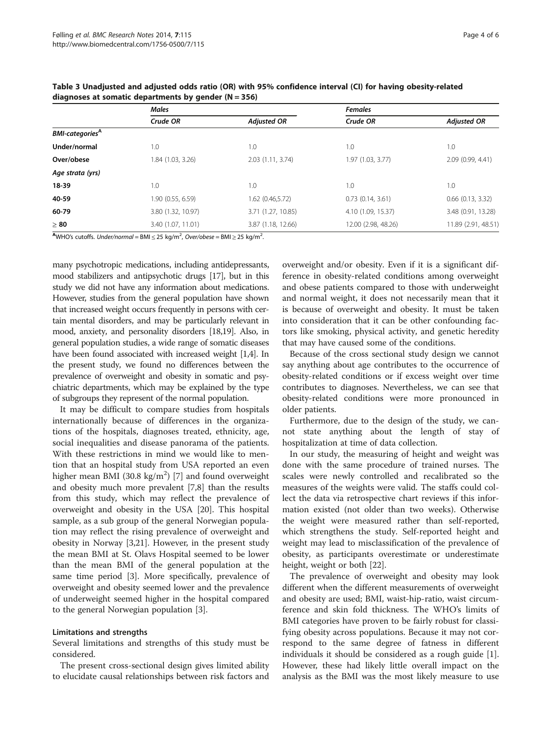**Table 3 Unadjusted and adjusted odds ratio (OR) with 95% confidence interval (CI) for having obesity-related diagnoses at somatic departments by gender (N = 356)**

| | *Males* | | *Females* | |
|---|---|---|---|---|
| | *Crude OR* | *Adjusted OR* | *Crude OR* | *Adjusted OR* |
| ***BMI-categories***[A] | | | | |
| **Under/normal** | 1.0 | 1.0 | 1.0 | 1.0 |
| **Over/obese** | 1.84 (1.03, 3.26) | 2.03 (1.11, 3.74) | 1.97 (1.03, 3.77) | 2.09 (0.99, 4.41) |
| ***Age strata (yrs)*** | | | | |
| **18-39** | 1.0 | 1.0 | 1.0 | 1.0 |
| **40-59** | 1.90 (0.55, 6.59) | 1.62 (0.46,5.72) | 0.73 (0.14, 3.61) | 0.66 (0.13, 3.32) |
| **60-79** | 3.80 (1.32, 10.97) | 3.71 (1.27, 10.85) | 4.10 (1.09, 15.37) | 3.48 (0.91, 13.28) |
| **≥ 80** | 3.40 (1.07, 11.01) | 3.87 (1.18, 12.66) | 12.00 (2.98, 48.26) | 11.89 (2.91, 48.51) |

[A]WHO's cutoffs. *Under/normal* = BMI ≤ 25 kg/m$^2$, *Over/obese* = BMI ≥ 25 kg/m$^2$.

many psychotropic medications, including antidepressants, mood stabilizers and antipsychotic drugs [17], but in this study we did not have any information about medications. However, studies from the general population have shown that increased weight occurs frequently in persons with certain mental disorders, and may be particularly relevant in mood, anxiety, and personality disorders [18,19]. Also, in general population studies, a wide range of somatic diseases have been found associated with increased weight [1,4]. In the present study, we found no differences between the prevalence of overweight and obesity in somatic and psychiatric departments, which may be explained by the type of subgroups they represent of the normal population.

It may be difficult to compare studies from hospitals internationally because of differences in the organizations of the hospitals, diagnoses treated, ethnicity, age, social inequalities and disease panorama of the patients. With these restrictions in mind we would like to mention that an hospital study from USA reported an even higher mean BMI (30.8 kg/m$^2$) [7] and found overweight and obesity much more prevalent [7,8] than the results from this study, which may reflect the prevalence of overweight and obesity in the USA [20]. This hospital sample, as a sub group of the general Norwegian population may reflect the rising prevalence of overweight and obesity in Norway [3,21]. However, in the present study the mean BMI at St. Olavs Hospital seemed to be lower than the mean BMI of the general population at the same time period [3]. More specifically, prevalence of overweight and obesity seemed lower and the prevalence of underweight seemed higher in the hospital compared to the general Norwegian population [3].

#### Limitations and strengths

Several limitations and strengths of this study must be considered.

The present cross-sectional design gives limited ability to elucidate causal relationships between risk factors and overweight and/or obesity. Even if it is a significant difference in obesity-related conditions among overweight and obese patients compared to those with underweight and normal weight, it does not necessarily mean that it is because of overweight and obesity. It must be taken into consideration that it can be other confounding factors like smoking, physical activity, and genetic heredity that may have caused some of the conditions.

Because of the cross sectional study design we cannot say anything about age contributes to the occurrence of obesity-related conditions or if excess weight over time contributes to diagnoses. Nevertheless, we can see that obesity-related conditions were more pronounced in older patients.

Furthermore, due to the design of the study, we cannot state anything about the length of stay of hospitalization at time of data collection.

In our study, the measuring of height and weight was done with the same procedure of trained nurses. The scales were newly controlled and recalibrated so the measures of the weights were valid. The staffs could collect the data via retrospective chart reviews if this information existed (not older than two weeks). Otherwise the weight were measured rather than self-reported, which strengthens the study. Self-reported height and weight may lead to misclassification of the prevalence of obesity, as participants overestimate or underestimate height, weight or both [22].

The prevalence of overweight and obesity may look different when the different measurements of overweight and obesity are used; BMI, waist-hip-ratio, waist circumference and skin fold thickness. The WHO's limits of BMI categories have proven to be fairly robust for classifying obesity across populations. Because it may not correspond to the same degree of fatness in different individuals it should be considered as a rough guide [1]. However, these had likely little overall impact on the analysis as the BMI was the most likely measure to use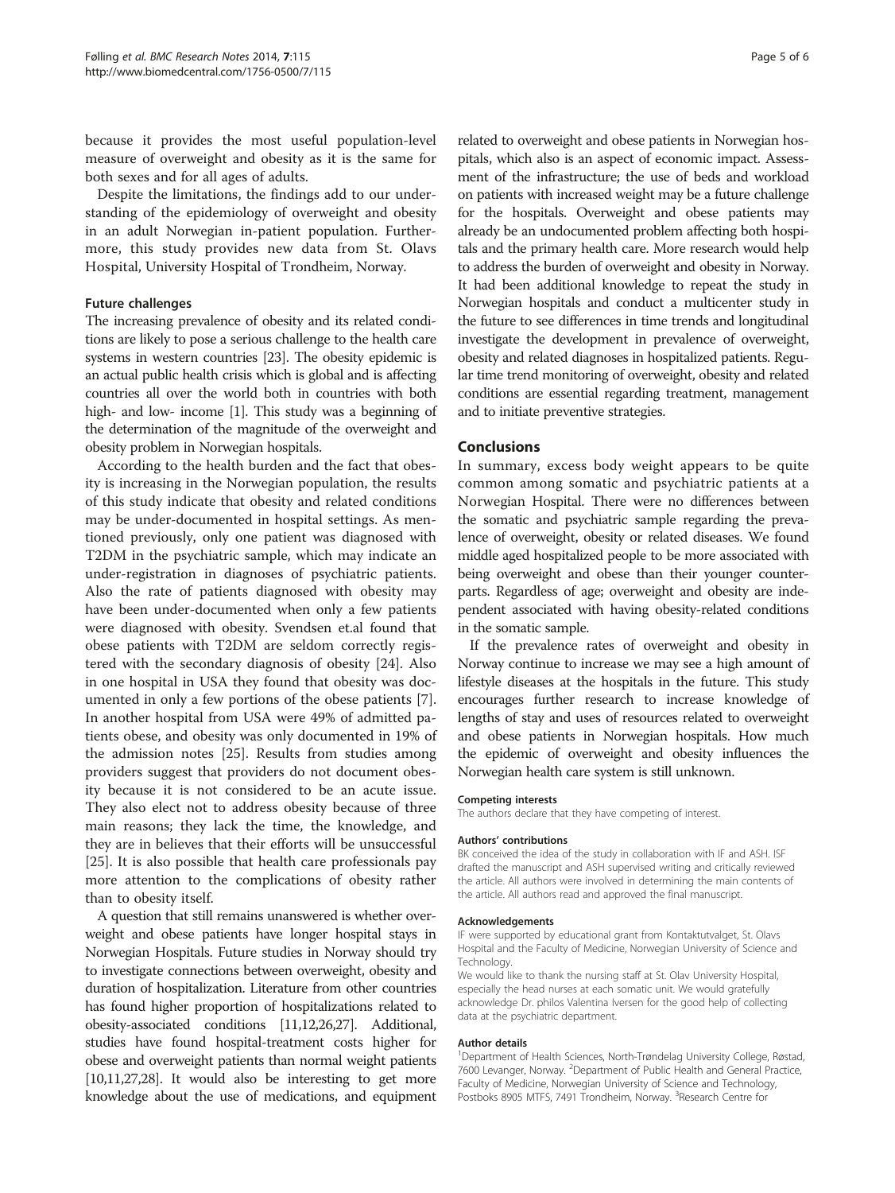because it provides the most useful population-level measure of overweight and obesity as it is the same for both sexes and for all ages of adults.

Despite the limitations, the findings add to our understanding of the epidemiology of overweight and obesity in an adult Norwegian in-patient population. Furthermore, this study provides new data from St. Olavs Hospital, University Hospital of Trondheim, Norway.

### Future challenges

The increasing prevalence of obesity and its related conditions are likely to pose a serious challenge to the health care systems in western countries [23]. The obesity epidemic is an actual public health crisis which is global and is affecting countries all over the world both in countries with both high- and low- income [1]. This study was a beginning of the determination of the magnitude of the overweight and obesity problem in Norwegian hospitals.

According to the health burden and the fact that obesity is increasing in the Norwegian population, the results of this study indicate that obesity and related conditions may be under-documented in hospital settings. As mentioned previously, only one patient was diagnosed with T2DM in the psychiatric sample, which may indicate an under-registration in diagnoses of psychiatric patients. Also the rate of patients diagnosed with obesity may have been under-documented when only a few patients were diagnosed with obesity. Svendsen et.al found that obese patients with T2DM are seldom correctly registered with the secondary diagnosis of obesity [24]. Also in one hospital in USA they found that obesity was documented in only a few portions of the obese patients [7]. In another hospital from USA were 49% of admitted patients obese, and obesity was only documented in 19% of the admission notes [25]. Results from studies among providers suggest that providers do not document obesity because it is not considered to be an acute issue. They also elect not to address obesity because of three main reasons; they lack the time, the knowledge, and they are in believes that their efforts will be unsuccessful [25]. It is also possible that health care professionals pay more attention to the complications of obesity rather than to obesity itself.

A question that still remains unanswered is whether overweight and obese patients have longer hospital stays in Norwegian Hospitals. Future studies in Norway should try to investigate connections between overweight, obesity and duration of hospitalization. Literature from other countries has found higher proportion of hospitalizations related to obesity-associated conditions [11,12,26,27]. Additional, studies have found hospital-treatment costs higher for obese and overweight patients than normal weight patients [10,11,27,28]. It would also be interesting to get more knowledge about the use of medications, and equipment related to overweight and obese patients in Norwegian hospitals, which also is an aspect of economic impact. Assessment of the infrastructure; the use of beds and workload on patients with increased weight may be a future challenge for the hospitals. Overweight and obese patients may already be an undocumented problem affecting both hospitals and the primary health care. More research would help to address the burden of overweight and obesity in Norway. It had been additional knowledge to repeat the study in Norwegian hospitals and conduct a multicenter study in the future to see differences in time trends and longitudinal investigate the development in prevalence of overweight, obesity and related diagnoses in hospitalized patients. Regular time trend monitoring of overweight, obesity and related conditions are essential regarding treatment, management and to initiate preventive strategies.

## Conclusions

In summary, excess body weight appears to be quite common among somatic and psychiatric patients at a Norwegian Hospital. There were no differences between the somatic and psychiatric sample regarding the prevalence of overweight, obesity or related diseases. We found middle aged hospitalized people to be more associated with being overweight and obese than their younger counterparts. Regardless of age; overweight and obesity are independent associated with having obesity-related conditions in the somatic sample.

If the prevalence rates of overweight and obesity in Norway continue to increase we may see a high amount of lifestyle diseases at the hospitals in the future. This study encourages further research to increase knowledge of lengths of stay and uses of resources related to overweight and obese patients in Norwegian hospitals. How much the epidemic of overweight and obesity influences the Norwegian health care system is still unknown.

#### Competing interests

The authors declare that they have competing of interest.

#### Authors' contributions

BK conceived the idea of the study in collaboration with IF and ASH. ISF drafted the manuscript and ASH supervised writing and critically reviewed the article. All authors were involved in determining the main contents of the article. All authors read and approved the final manuscript.

#### Acknowledgements

IF were supported by educational grant from Kontaktutvalget, St. Olavs Hospital and the Faculty of Medicine, Norwegian University of Science and Technology.

We would like to thank the nursing staff at St. Olav University Hospital, especially the head nurses at each somatic unit. We would gratefully acknowledge Dr. philos Valentina Iversen for the good help of collecting data at the psychiatric department.

#### Author details

[1]Department of Health Sciences, North-Trøndelag University College, Røstad, 7600 Levanger, Norway. [2]Department of Public Health and General Practice, Faculty of Medicine, Norwegian University of Science and Technology, Postboks 8905 MTFS, 7491 Trondheim, Norway. [3]Research Centre for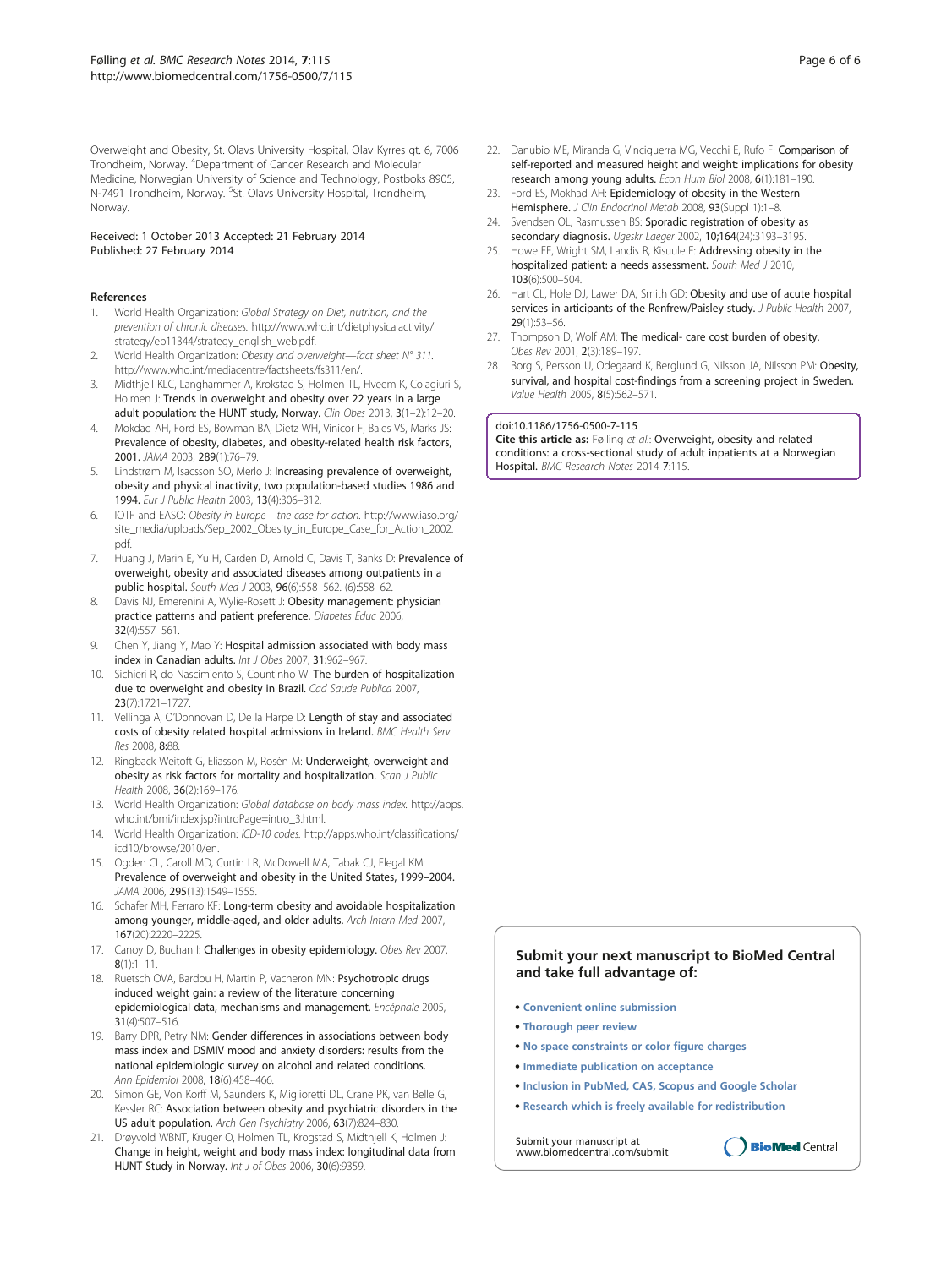Overweight and Obesity, St. Olavs University Hospital, Olav Kyrres gt. 6, 7006 Trondheim, Norway. [4]Department of Cancer Research and Molecular Medicine, Norwegian University of Science and Technology, Postboks 8905, N-7491 Trondheim, Norway. [5]St. Olavs University Hospital, Trondheim, Norway.

Received: 1 October 2013 Accepted: 21 February 2014
Published: 27 February 2014

#### References

1. World Health Organization: *Global Strategy on Diet, nutrition, and the prevention of chronic diseases.* http://www.who.int/dietphysicalactivity/strategy/eb11344/strategy_english_web.pdf.
2. World Health Organization: *Obesity and overweight—fact sheet N° 311.* http://www.who.int/mediacentre/factsheets/fs311/en/.
3. Midthjell KLC, Langhammer A, Krokstad S, Holmen TL, Hveem K, Colagiuri S, Holmen J: **Trends in overweight and obesity over 22 years in a large adult population: the HUNT study, Norway.** *Clin Obes* 2013, **3**(1–2):12–20.
4. Mokdad AH, Ford ES, Bowman BA, Dietz WH, Vinicor F, Bales VS, Marks JS: **Prevalence of obesity, diabetes, and obesity-related health risk factors, 2001.** *JAMA* 2003, **289**(1):76–79.
5. Lindstrøm M, Isacsson SO, Merlo J: **Increasing prevalence of overweight, obesity and physical inactivity, two population-based studies 1986 and 1994.** *Eur J Public Health* 2003, **13**(4):306–312.
6. IOTF and EASO: *Obesity in Europe—the case for action.* http://www.iaso.org/site_media/uploads/Sep_2002_Obesity_in_Europe_Case_for_Action_2002.pdf.
7. Huang J, Marin E, Yu H, Carden D, Arnold C, Davis T, Banks D: **Prevalence of overweight, obesity and associated diseases among outpatients in a public hospital.** *South Med J* 2003, **96**(6):558–562. (6):558–62.
8. Davis NJ, Emerenini A, Wylie-Rosett J: **Obesity management: physician practice patterns and patient preference.** *Diabetes Educ* 2006, **32**(4):557–561.
9. Chen Y, Jiang Y, Mao Y: **Hospital admission associated with body mass index in Canadian adults.** *Int J Obes* 2007, **31**:962–967.
10. Sichieri R, do Nascimiento S, Countinho W: **The burden of hospitalization due to overweight and obesity in Brazil.** *Cad Saude Publica* 2007, **23**(7):1721–1727.
11. Vellinga A, O'Donnovan D, De la Harpe D: **Length of stay and associated costs of obesity related hospital admissions in Ireland.** *BMC Health Serv Res* 2008, **8**:88.
12. Ringback Weitoft G, Eliasson M, Rosèn M: **Underweight, overweight and obesity as risk factors for mortality and hospitalization.** *Scan J Public Health* 2008, **36**(2):169–176.
13. World Health Organization: *Global database on body mass index.* http://apps.who.int/bmi/index.jsp?introPage=intro_3.html.
14. World Health Organization: *ICD-10 codes.* http://apps.who.int/classifications/icd10/browse/2010/en.
15. Ogden CL, Caroll MD, Curtin LR, McDowell MA, Tabak CJ, Flegal KM: **Prevalence of overweight and obesity in the United States, 1999–2004.** *JAMA* 2006, **295**(13):1549–1555.
16. Schafer MH, Ferraro KF: **Long-term obesity and avoidable hospitalization among younger, middle-aged, and older adults.** *Arch Intern Med* 2007, **167**(20):2220–2225.
17. Canoy D, Buchan I: **Challenges in obesity epidemiology.** *Obes Rev* 2007, **8**(1):1–11.
18. Ruetsch OVA, Bardou H, Martin P, Vacheron MN: **Psychotropic drugs induced weight gain: a review of the literature concerning epidemiological data, mechanisms and management.** *Encéphale* 2005, **31**(4):507–516.
19. Barry DPR, Petry NM: **Gender differences in associations between body mass index and DSMIV mood and anxiety disorders: results from the national epidemiologic survey on alcohol and related conditions.** *Ann Epidemiol* 2008, **18**(6):458–466.
20. Simon GE, Von Korff M, Saunders K, Miglioretti DL, Crane PK, van Belle G, Kessler RC: **Association between obesity and psychiatric disorders in the US adult population.** *Arch Gen Psychiatry* 2006, **63**(7):824–830.
21. Drøyvold WBNT, Kruger O, Holmen TL, Krogstad S, Midthjell K, Holmen J: **Change in height, weight and body mass index: longitudinal data from HUNT Study in Norway.** *Int J of Obes* 2006, **30**(6):9359.
22. Danubio ME, Miranda G, Vinciguerra MG, Vecchi E, Rufo F: **Comparison of self-reported and measured height and weight: implications for obesity research among young adults.** *Econ Hum Biol* 2008, **6**(1):181–190.
23. Ford ES, Mokhad AH: **Epidemiology of obesity in the Western Hemisphere.** *J Clin Endocrinol Metab* 2008, **93**(Suppl 1):1–8.
24. Svendsen OL, Rasmussen BS: **Sporadic registration of obesity as secondary diagnosis.** *Ugeskr Laeger* 2002, **10**;**164**(24):3193–3195.
25. Howe EE, Wright SM, Landis R, Kisuule F: **Addressing obesity in the hospitalized patient: a needs assessment.** *South Med J* 2010, **103**(6):500–504.
26. Hart CL, Hole DJ, Lawer DA, Smith GD: **Obesity and use of acute hospital services in articipants of the Renfrew/Paisley study.** *J Public Health* 2007, **29**(1):53–56.
27. Thompson D, Wolf AM: **The medical- care cost burden of obesity.** *Obes Rev* 2001, **2**(3):189–197.
28. Borg S, Persson U, Odegaard K, Berglund G, Nilsson JA, Nilsson PM: **Obesity, survival, and hospital cost-findings from a screening project in Sweden.** *Value Health* 2005, **8**(5):562–571.

doi:10.1186/1756-0500-7-115
**Cite this article as:** Følling *et al.*: Overweight, obesity and related conditions: a cross-sectional study of adult inpatients at a Norwegian Hospital. *BMC Research Notes* 2014 **7**:115.

**Submit your next manuscript to BioMed Central and take full advantage of:**

- Convenient online submission
- Thorough peer review
- No space constraints or color figure charges
- Immediate publication on acceptance
- Inclusion in PubMed, CAS, Scopus and Google Scholar
- Research which is freely available for redistribution

Submit your manuscript at
www.biomedcentral.com/submit

BioMed Central